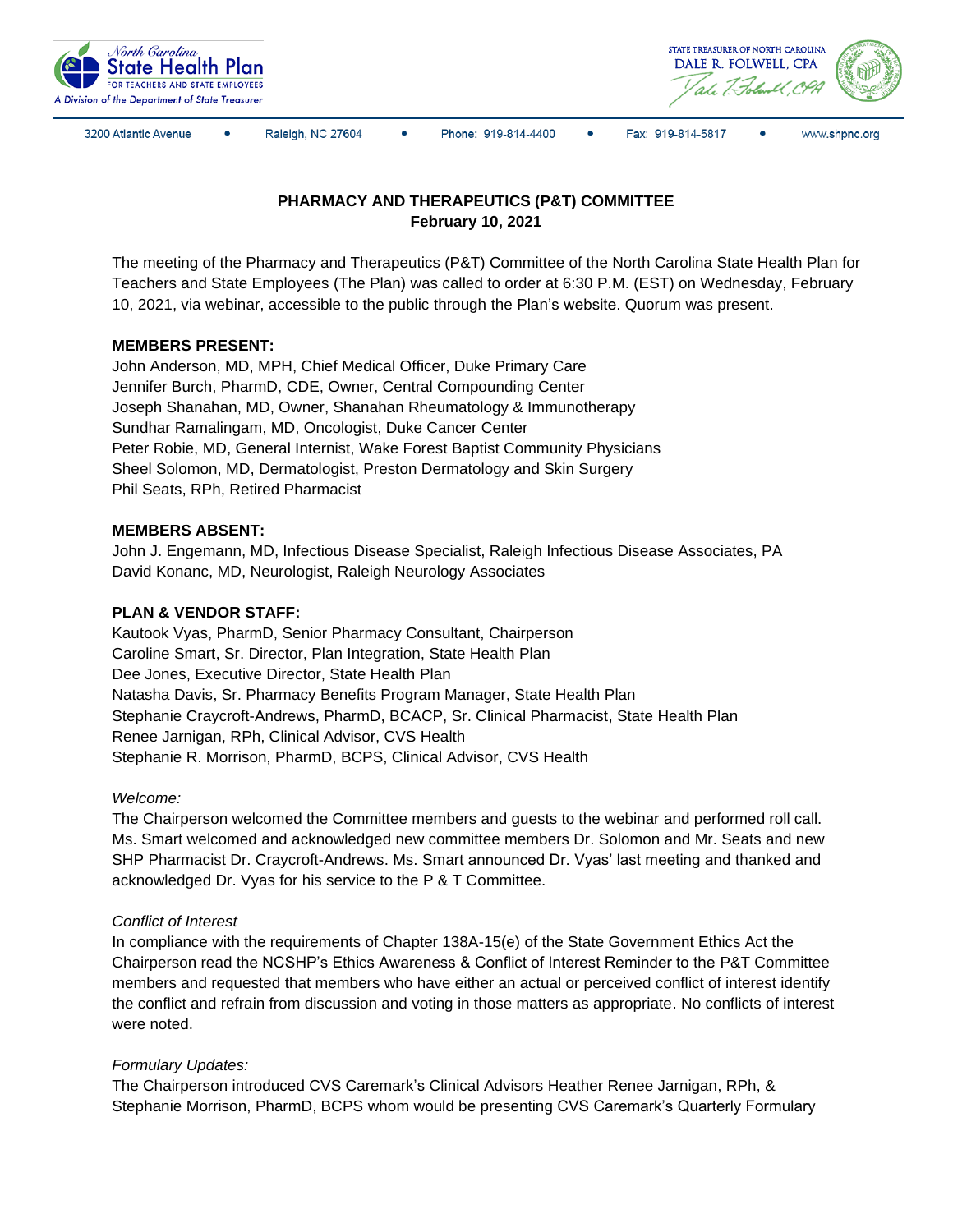North Carolina State Health Plan FOR TEACHERS AND STATE EMPLOYEES
A Division of the Department of State Treasurer

STATE TREASURER OF NORTH CAROLINA
DALE R. FOLWELL, CPA

3200 Atlantic Avenue • Raleigh, NC 27604 • Phone: 919-814-4400 • Fax: 919-814-5817 • www.shpnc.org

## PHARMACY AND THERAPEUTICS (P&T) COMMITTEE
**February 10, 2021**

The meeting of the Pharmacy and Therapeutics (P&T) Committee of the North Carolina State Health Plan for Teachers and State Employees (The Plan) was called to order at 6:30 P.M. (EST) on Wednesday, February 10, 2021, via webinar, accessible to the public through the Plan's website. Quorum was present.

**MEMBERS PRESENT:**
John Anderson, MD, MPH, Chief Medical Officer, Duke Primary Care
Jennifer Burch, PharmD, CDE, Owner, Central Compounding Center
Joseph Shanahan, MD, Owner, Shanahan Rheumatology & Immunotherapy
Sundhar Ramalingam, MD, Oncologist, Duke Cancer Center
Peter Robie, MD, General Internist, Wake Forest Baptist Community Physicians
Sheel Solomon, MD, Dermatologist, Preston Dermatology and Skin Surgery
Phil Seats, RPh, Retired Pharmacist

**MEMBERS ABSENT:**
John J. Engemann, MD, Infectious Disease Specialist, Raleigh Infectious Disease Associates, PA
David Konanc, MD, Neurologist, Raleigh Neurology Associates

**PLAN & VENDOR STAFF:**
Kautook Vyas, PharmD, Senior Pharmacy Consultant, Chairperson
Caroline Smart, Sr. Director, Plan Integration, State Health Plan
Dee Jones, Executive Director, State Health Plan
Natasha Davis, Sr. Pharmacy Benefits Program Manager, State Health Plan
Stephanie Craycroft-Andrews, PharmD, BCACP, Sr. Clinical Pharmacist, State Health Plan
Renee Jarnigan, RPh, Clinical Advisor, CVS Health
Stephanie R. Morrison, PharmD, BCPS, Clinical Advisor, CVS Health

*Welcome:*
The Chairperson welcomed the Committee members and guests to the webinar and performed roll call. Ms. Smart welcomed and acknowledged new committee members Dr. Solomon and Mr. Seats and new SHP Pharmacist Dr. Craycroft-Andrews. Ms. Smart announced Dr. Vyas' last meeting and thanked and acknowledged Dr. Vyas for his service to the P & T Committee.

*Conflict of Interest*
In compliance with the requirements of Chapter 138A-15(e) of the State Government Ethics Act the Chairperson read the NCSHP's Ethics Awareness & Conflict of Interest Reminder to the P&T Committee members and requested that members who have either an actual or perceived conflict of interest identify the conflict and refrain from discussion and voting in those matters as appropriate. No conflicts of interest were noted.

*Formulary Updates:*
The Chairperson introduced CVS Caremark's Clinical Advisors Heather Renee Jarnigan, RPh, & Stephanie Morrison, PharmD, BCPS whom would be presenting CVS Caremark's Quarterly Formulary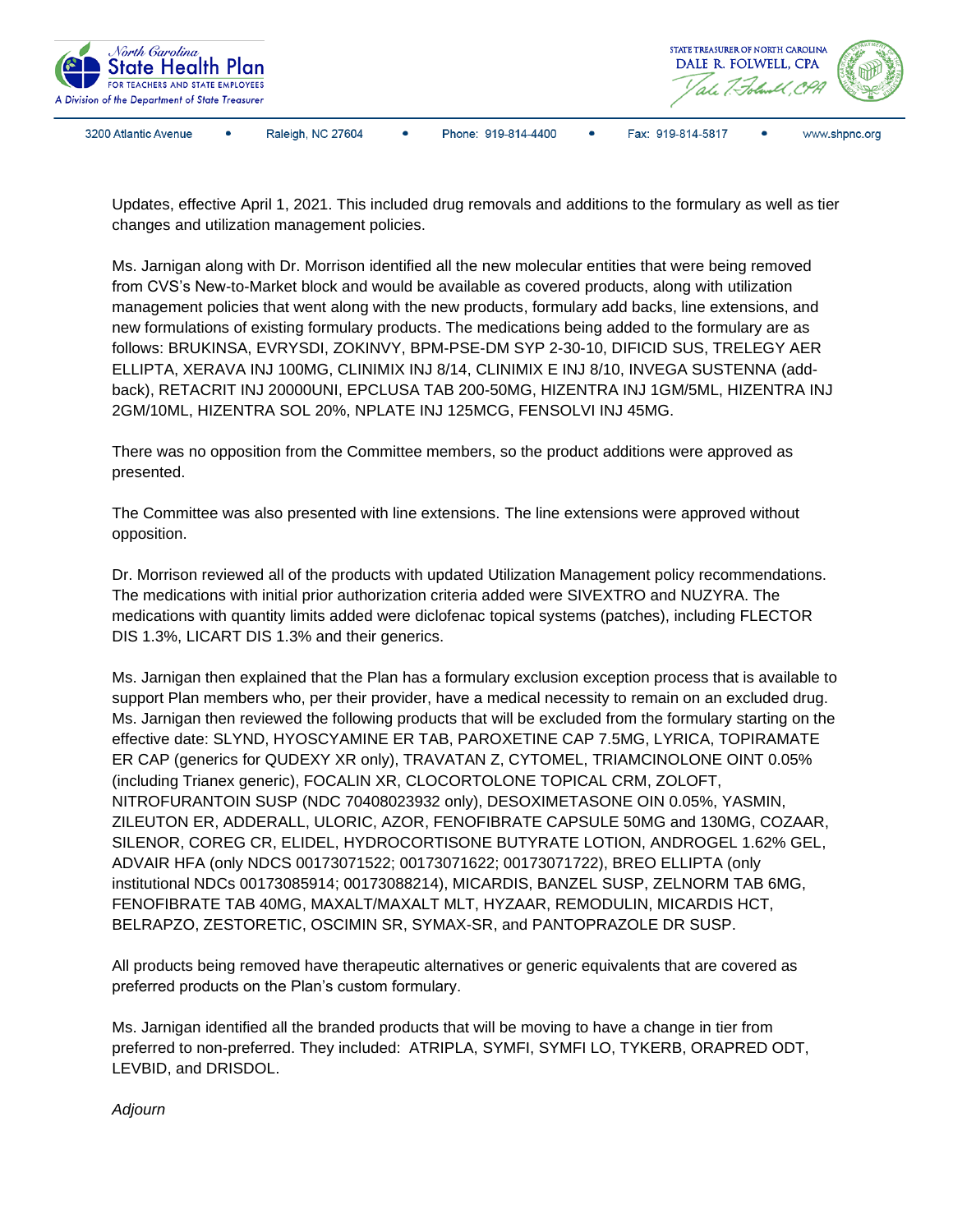Updates, effective April 1, 2021. This included drug removals and additions to the formulary as well as tier changes and utilization management policies.

Ms. Jarnigan along with Dr. Morrison identified all the new molecular entities that were being removed from CVS's New-to-Market block and would be available as covered products, along with utilization management policies that went along with the new products, formulary add backs, line extensions, and new formulations of existing formulary products. The medications being added to the formulary are as follows: BRUKINSA, EVRYSDI, ZOKINVY, BPM-PSE-DM SYP 2-30-10, DIFICID SUS, TRELEGY AER ELLIPTA, XERAVA INJ 100MG, CLINIMIX INJ 8/14, CLINIMIX E INJ 8/10, INVEGA SUSTENNA (add-back), RETACRIT INJ 20000UNI, EPCLUSA TAB 200-50MG, HIZENTRA INJ 1GM/5ML, HIZENTRA INJ 2GM/10ML, HIZENTRA SOL 20%, NPLATE INJ 125MCG, FENSOLVI INJ 45MG.

There was no opposition from the Committee members, so the product additions were approved as presented.

The Committee was also presented with line extensions. The line extensions were approved without opposition.

Dr. Morrison reviewed all of the products with updated Utilization Management policy recommendations. The medications with initial prior authorization criteria added were SIVEXTRO and NUZYRA. The medications with quantity limits added were diclofenac topical systems (patches), including FLECTOR DIS 1.3%, LICART DIS 1.3% and their generics.

Ms. Jarnigan then explained that the Plan has a formulary exclusion exception process that is available to support Plan members who, per their provider, have a medical necessity to remain on an excluded drug. Ms. Jarnigan then reviewed the following products that will be excluded from the formulary starting on the effective date: SLYND, HYOSCYAMINE ER TAB, PAROXETINE CAP 7.5MG, LYRICA, TOPIRAMATE ER CAP (generics for QUDEXY XR only), TRAVATAN Z, CYTOMEL, TRIAMCINOLONE OINT 0.05% (including Trianex generic), FOCALIN XR, CLOCORTOLONE TOPICAL CRM, ZOLOFT, NITROFURANTOIN SUSP (NDC 70408023932 only), DESOXIMETASONE OIN 0.05%, YASMIN, ZILEUTON ER, ADDERALL, ULORIC, AZOR, FENOFIBRATE CAPSULE 50MG and 130MG, COZAAR, SILENOR, COREG CR, ELIDEL, HYDROCORTISONE BUTYRATE LOTION, ANDROGEL 1.62% GEL, ADVAIR HFA (only NDCS 00173071522; 00173071622; 00173071722), BREO ELLIPTA (only institutional NDCs 00173085914; 00173088214), MICARDIS, BANZEL SUSP, ZELNORM TAB 6MG, FENOFIBRATE TAB 40MG, MAXALT/MAXALT MLT, HYZAAR, REMODULIN, MICARDIS HCT, BELRAPZO, ZESTORETIC, OSCIMIN SR, SYMAX-SR, and PANTOPRAZOLE DR SUSP.

All products being removed have therapeutic alternatives or generic equivalents that are covered as preferred products on the Plan's custom formulary.

Ms. Jarnigan identified all the branded products that will be moving to have a change in tier from preferred to non-preferred. They included: ATRIPLA, SYMFI, SYMFI LO, TYKERB, ORAPRED ODT, LEVBID, and DRISDOL.

*Adjourn*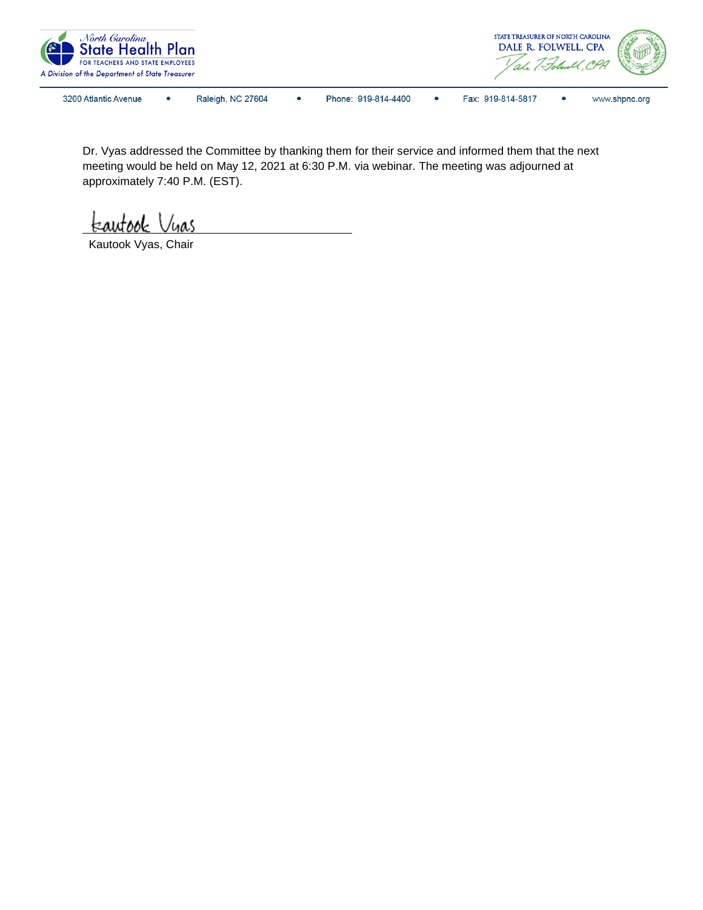Dr. Vyas addressed the Committee by thanking them for their service and informed them that the next meeting would be held on May 12, 2021 at 6:30 P.M. via webinar. The meeting was adjourned at approximately 7:40 P.M. (EST).

Kautook Vyas

Kautook Vyas, Chair